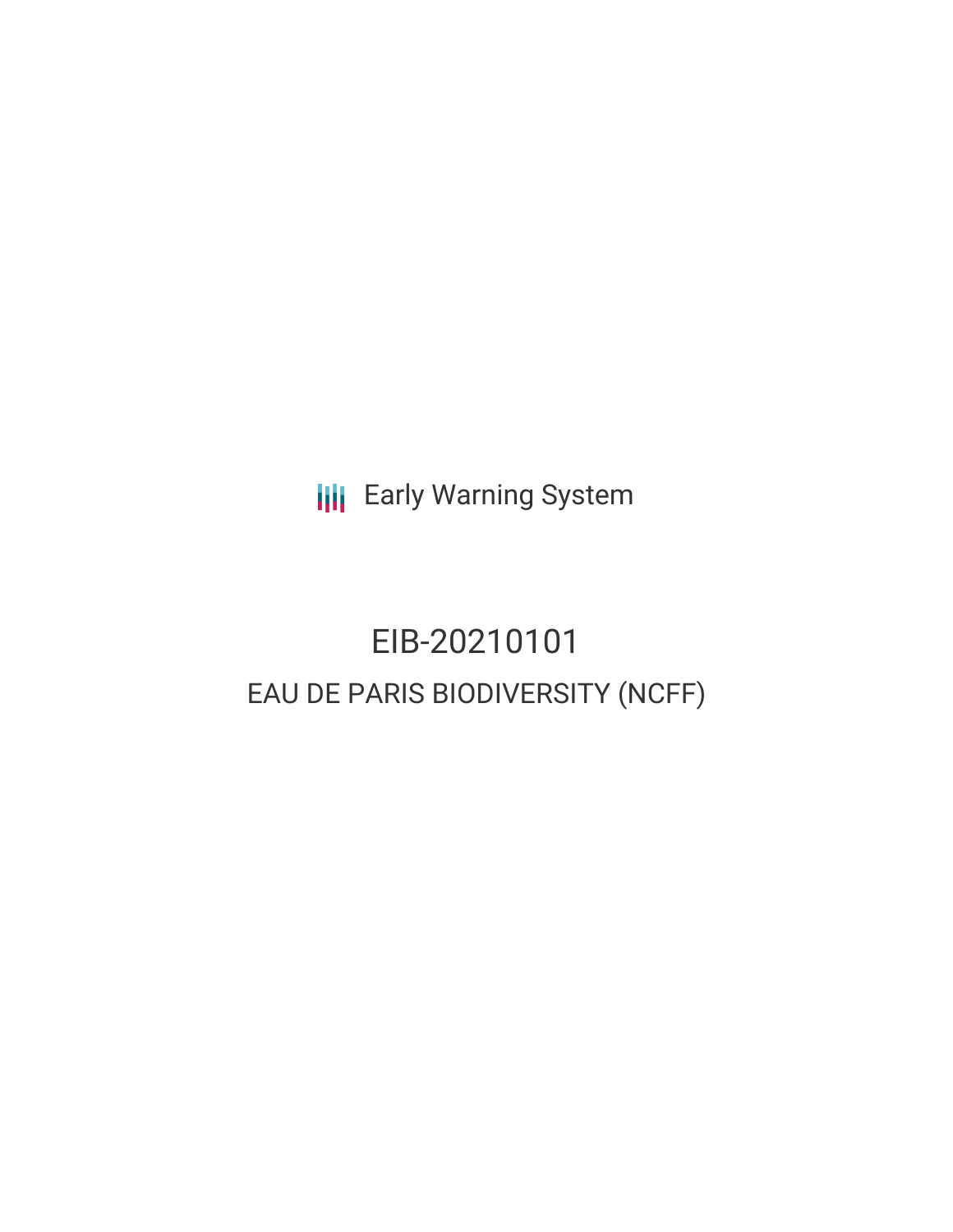Early Warning System

# EIB-20210101

## EAU DE PARIS BIODIVERSITY (NCFF)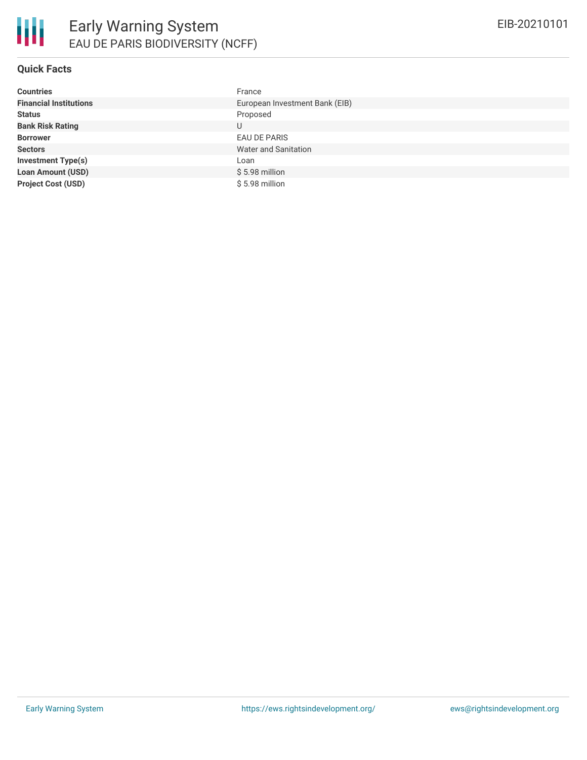# Early Warning System

## EAU DE PARIS BIODIVERSITY (NCFF)

EIB-20210101

### Quick Facts

| | |
|---|---|
| **Countries** | France |
| **Financial Institutions** | European Investment Bank (EIB) |
| **Status** | Proposed |
| **Bank Risk Rating** | U |
| **Borrower** | EAU DE PARIS |
| **Sectors** | Water and Sanitation |
| **Investment Type(s)** | Loan |
| **Loan Amount (USD)** | $ 5.98 million |
| **Project Cost (USD)** | $ 5.98 million |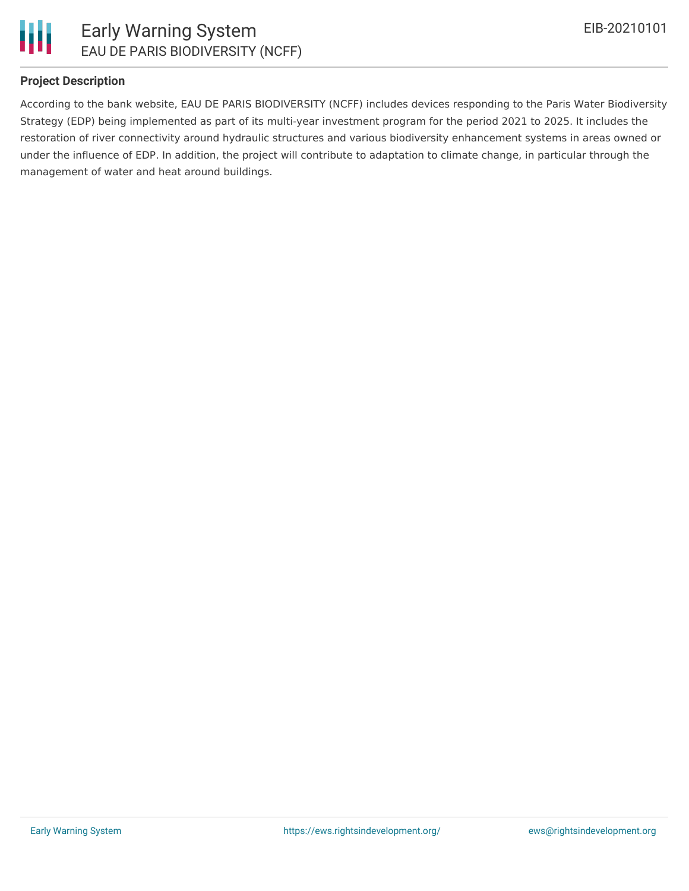## Project Description

According to the bank website, EAU DE PARIS BIODIVERSITY (NCFF) includes devices responding to the Paris Water Biodiversity Strategy (EDP) being implemented as part of its multi-year investment program for the period 2021 to 2025. It includes the restoration of river connectivity around hydraulic structures and various biodiversity enhancement systems in areas owned or under the influence of EDP. In addition, the project will contribute to adaptation to climate change, in particular through the management of water and heat around buildings.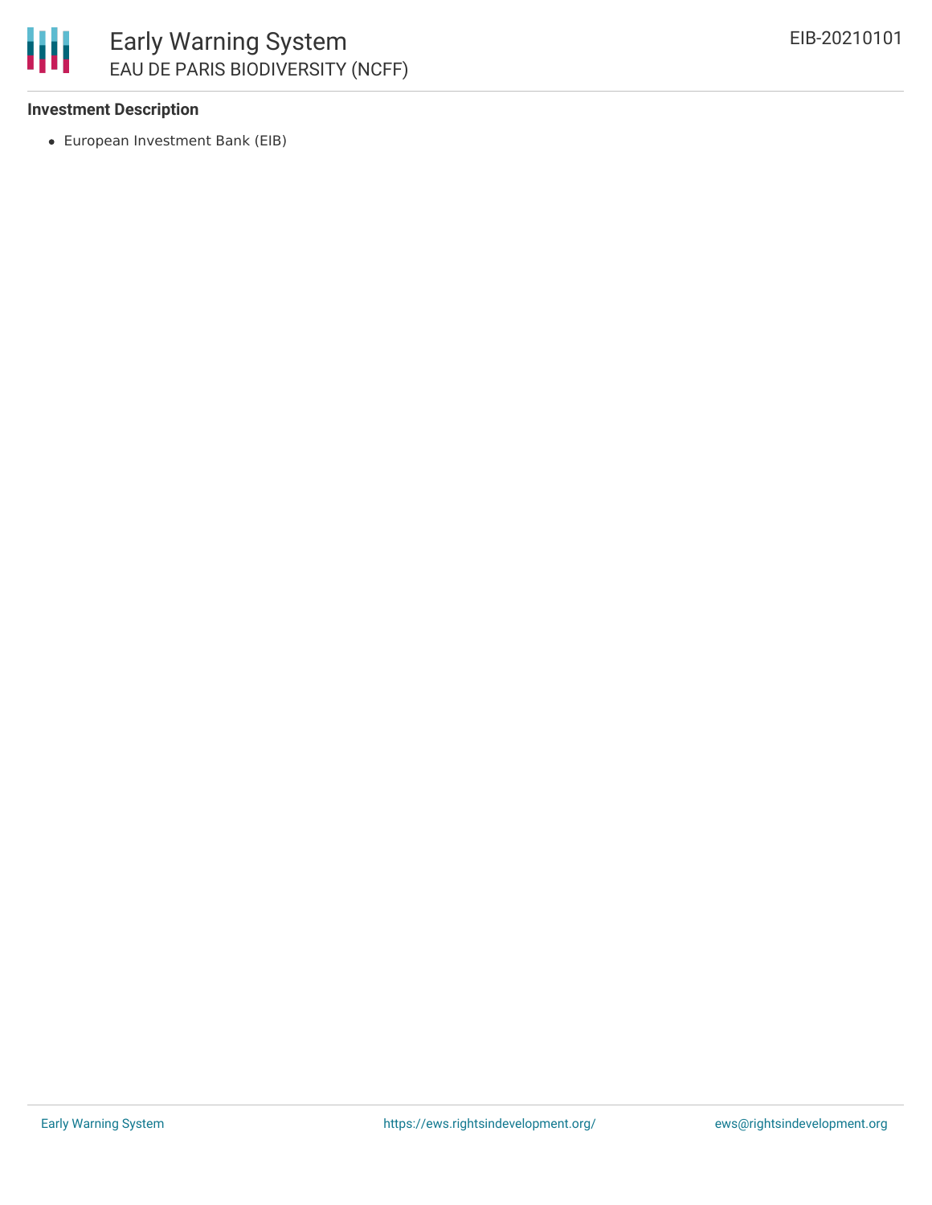### Investment Description

- European Investment Bank (EIB)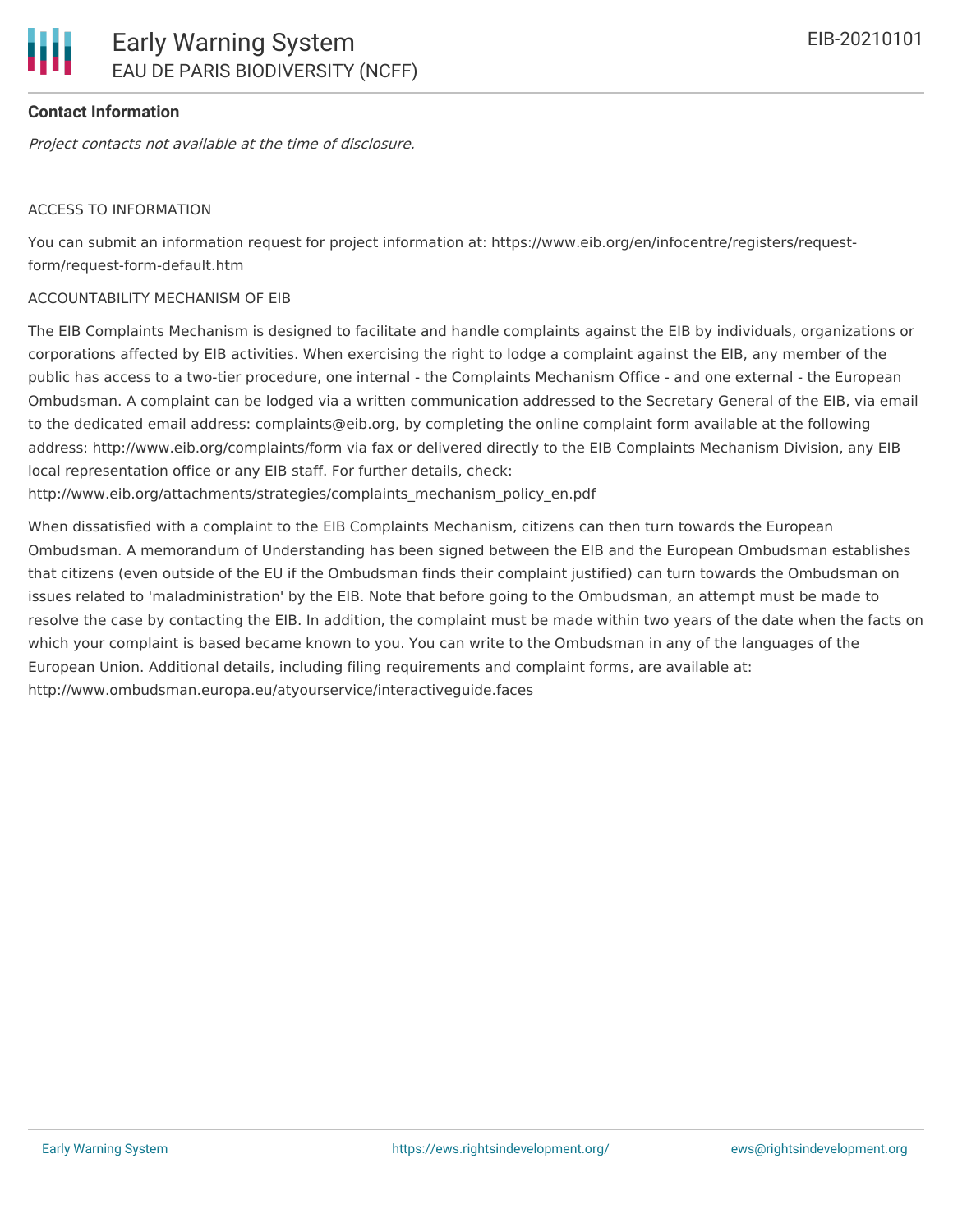**Contact Information**

*Project contacts not available at the time of disclosure.*

ACCESS TO INFORMATION

You can submit an information request for project information at: https://www.eib.org/en/infocentre/registers/request-form/request-form-default.htm

ACCOUNTABILITY MECHANISM OF EIB

The EIB Complaints Mechanism is designed to facilitate and handle complaints against the EIB by individuals, organizations or corporations affected by EIB activities. When exercising the right to lodge a complaint against the EIB, any member of the public has access to a two-tier procedure, one internal - the Complaints Mechanism Office - and one external - the European Ombudsman. A complaint can be lodged via a written communication addressed to the Secretary General of the EIB, via email to the dedicated email address: complaints@eib.org, by completing the online complaint form available at the following address: http://www.eib.org/complaints/form via fax or delivered directly to the EIB Complaints Mechanism Division, any EIB local representation office or any EIB staff. For further details, check: http://www.eib.org/attachments/strategies/complaints_mechanism_policy_en.pdf

When dissatisfied with a complaint to the EIB Complaints Mechanism, citizens can then turn towards the European Ombudsman. A memorandum of Understanding has been signed between the EIB and the European Ombudsman establishes that citizens (even outside of the EU if the Ombudsman finds their complaint justified) can turn towards the Ombudsman on issues related to 'maladministration' by the EIB. Note that before going to the Ombudsman, an attempt must be made to resolve the case by contacting the EIB. In addition, the complaint must be made within two years of the date when the facts on which your complaint is based became known to you. You can write to the Ombudsman in any of the languages of the European Union. Additional details, including filing requirements and complaint forms, are available at: http://www.ombudsman.europa.eu/atyourservice/interactiveguide.faces